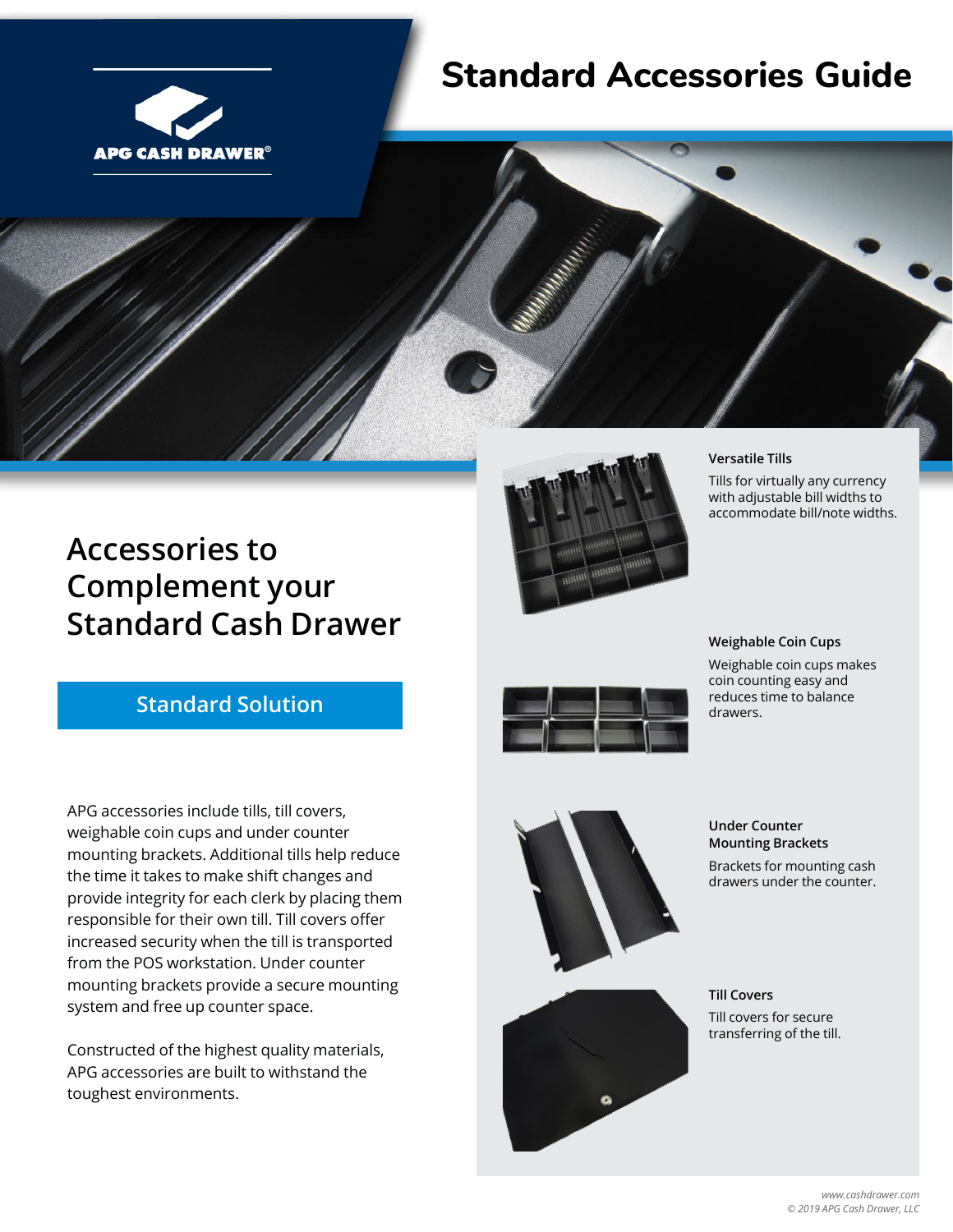APG CASH DRAWER®

# Standard Accessories Guide

## Accessories to Complement your Standard Cash Drawer

### Standard Solution

APG accessories include tills, till covers, weighable coin cups and under counter mounting brackets. Additional tills help reduce the time it takes to make shift changes and provide integrity for each clerk by placing them responsible for their own till. Till covers offer increased security when the till is transported from the POS workstation. Under counter mounting brackets provide a secure mounting system and free up counter space.

Constructed of the highest quality materials, APG accessories are built to withstand the toughest environments.

**Versatile Tills**

Tills for virtually any currency with adjustable bill widths to accommodate bill/note widths.

**Weighable Coin Cups**

Weighable coin cups makes coin counting easy and reduces time to balance drawers.

**Under Counter Mounting Brackets**

Brackets for mounting cash drawers under the counter.

**Till Covers**

Till covers for secure transferring of the till.

*www.cashdrawer.com*
*© 2019 APG Cash Drawer, LLC*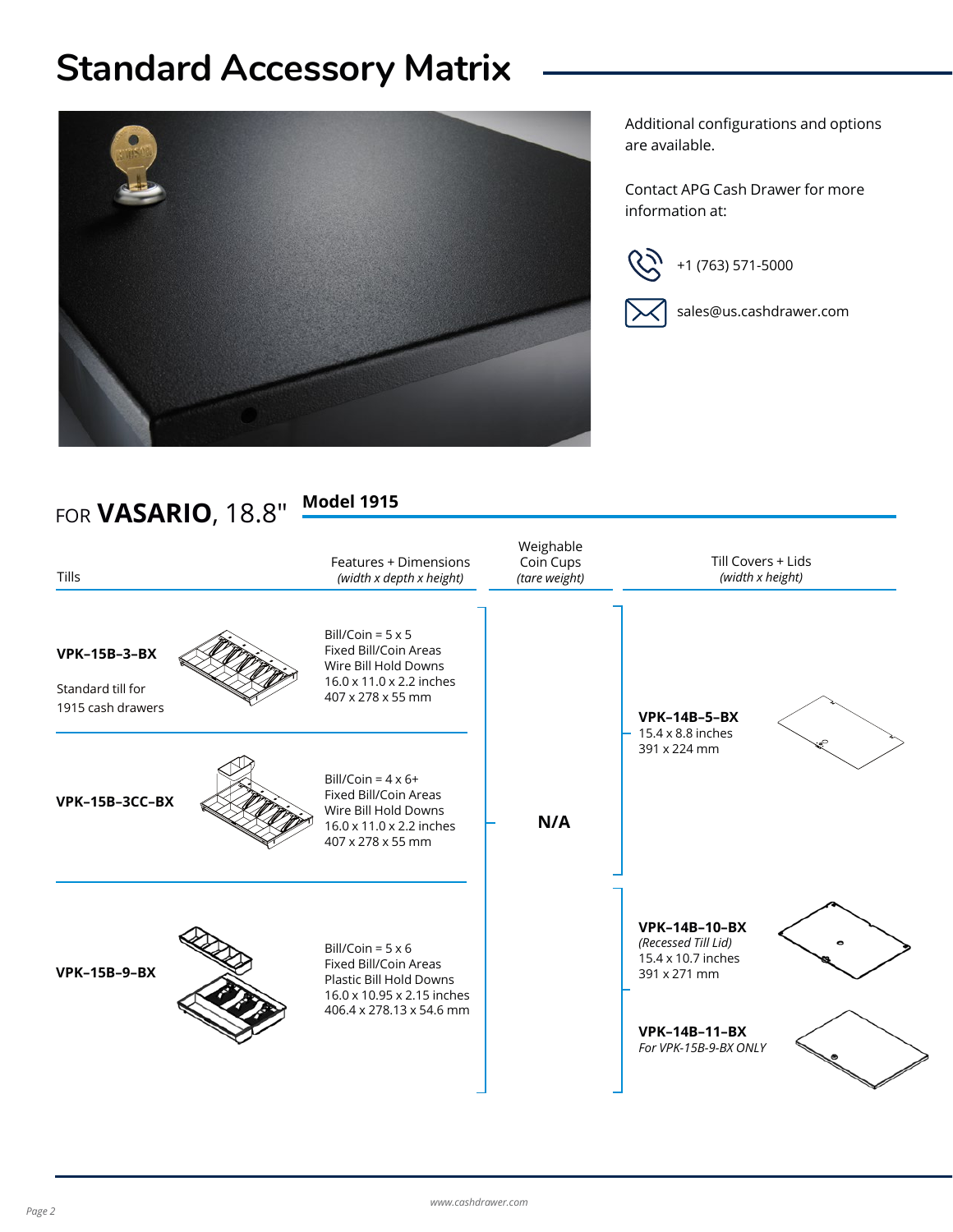# Standard Accessory Matrix

Additional configurations and options are available.

Contact APG Cash Drawer for more information at:

+1 (763) 571-5000

sales@us.cashdrawer.com

## FOR **VASARIO**, 18.8" Model 1915

| Tills | Features + Dimensions *(width x depth x height)* | Weighable Coin Cups *(tare weight)* | Till Covers + Lids *(width x height)* |
|---|---|---|---|
| **VPK-15B-3-BX** Standard till for 1915 cash drawers | Bill/Coin = 5 x 5<br>Fixed Bill/Coin Areas<br>Wire Bill Hold Downs<br>16.0 x 11.0 x 2.2 inches<br>407 x 278 x 55 mm | N/A | **VPK-14B-5-BX**<br>15.4 x 8.8 inches<br>391 x 224 mm |
| **VPK-15B-3CC-BX** | Bill/Coin = 4 x 6+<br>Fixed Bill/Coin Areas<br>Wire Bill Hold Downs<br>16.0 x 11.0 x 2.2 inches<br>407 x 278 x 55 mm | N/A | **VPK-14B-5-BX**<br>15.4 x 8.8 inches<br>391 x 224 mm |
| **VPK-15B-9-BX** | Bill/Coin = 5 x 6<br>Fixed Bill/Coin Areas<br>Plastic Bill Hold Downs<br>16.0 x 10.95 x 2.15 inches<br>406.4 x 278.13 x 54.6 mm | N/A | **VPK-14B-10-BX**<br>*(Recessed Till Lid)*<br>15.4 x 10.7 inches<br>391 x 271 mm<br><br>**VPK-14B-11-BX**<br>*For VPK-15B-9-BX ONLY* |

www.cashdrawer.com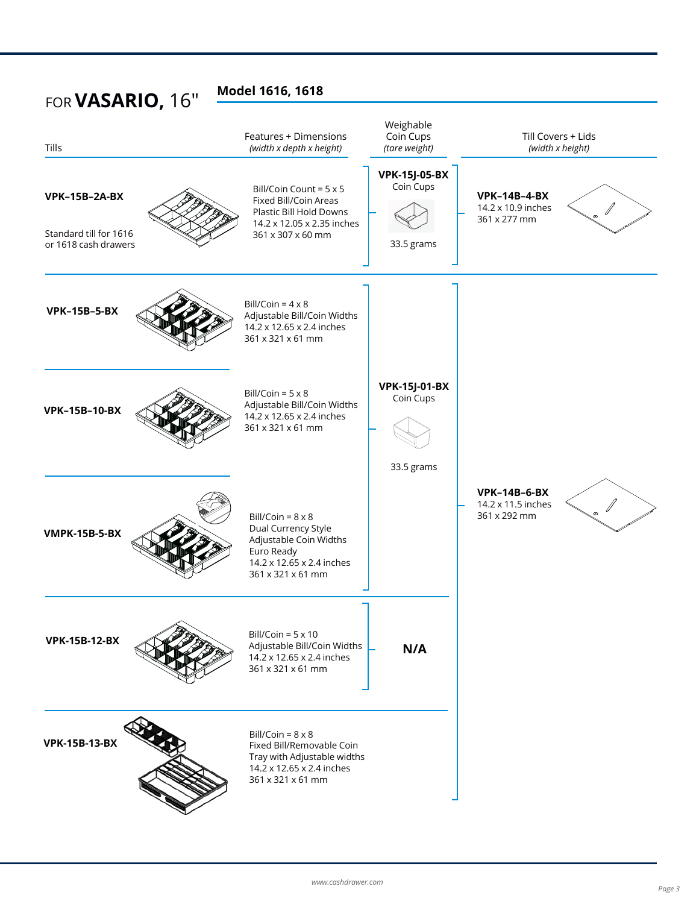# FOR **VASARIO,** 16"

## Model 1616, 1618

| Tills | Features + Dimensions *(width x depth x height)* | Weighable Coin Cups *(tare weight)* | Till Covers + Lids *(width x height)* |
|---|---|---|---|
| **VPK–15B–2A-BX**<br>Standard till for 1616 or 1618 cash drawers | Bill/Coin Count = 5 x 5<br>Fixed Bill/Coin Areas<br>Plastic Bill Hold Downs<br>14.2 x 12.05 x 2.35 inches<br>361 x 307 x 60 mm | **VPK-15J-05-BX**<br>Coin Cups<br>33.5 grams | **VPK–14B–4-BX**<br>14.2 x 10.9 inches<br>361 x 277 mm |
| **VPK–15B–5-BX** | Bill/Coin = 4 x 8<br>Adjustable Bill/Coin Widths<br>14.2 x 12.65 x 2.4 inches<br>361 x 321 x 61 mm | **VPK-15J-01-BX**<br>Coin Cups<br>33.5 grams | **VPK–14B–6-BX**<br>14.2 x 11.5 inches<br>361 x 292 mm |
| **VPK–15B–10-BX** | Bill/Coin = 5 x 8<br>Adjustable Bill/Coin Widths<br>14.2 x 12.65 x 2.4 inches<br>361 x 321 x 61 mm | **VPK-15J-01-BX** | **VPK–14B–6-BX** |
| **VMPK-15B-5-BX** | Bill/Coin = 8 x 8<br>Dual Currency Style<br>Adjustable Coin Widths<br>Euro Ready<br>14.2 x 12.65 x 2.4 inches<br>361 x 321 x 61 mm | **VPK-15J-01-BX** | **VPK–14B–6-BX** |
| **VPK-15B-12-BX** | Bill/Coin = 5 x 10<br>Adjustable Bill/Coin Widths<br>14.2 x 12.65 x 2.4 inches<br>361 x 321 x 61 mm | **N/A** | **VPK–14B–6-BX** |
| **VPK-15B-13-BX** | Bill/Coin = 8 x 8<br>Fixed Bill/Removable Coin Tray with Adjustable widths<br>14.2 x 12.65 x 2.4 inches<br>361 x 321 x 61 mm | **N/A** | **VPK–14B–6-BX** |

www.cashdrawer.com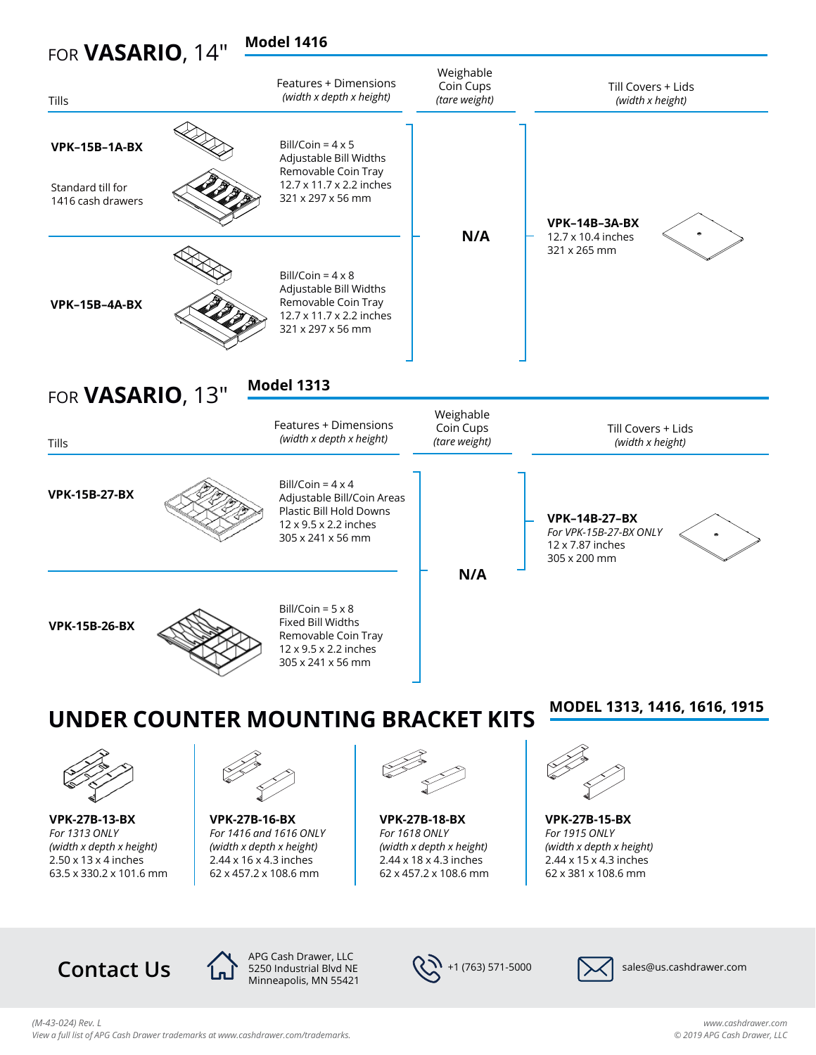## FOR **VASARIO**, 14" — Model 1416

| Tills | Features + Dimensions *(width x depth x height)* | Weighable Coin Cups *(tare weight)* | Till Covers + Lids *(width x height)* |
|---|---|---|---|
| **VPK-15B-1A-BX**<br>Standard till for 1416 cash drawers | Bill/Coin = 4 x 5<br>Adjustable Bill Widths<br>Removable Coin Tray<br>12.7 x 11.7 x 2.2 inches<br>321 x 297 x 56 mm | **N/A** | **VPK-14B-3A-BX**<br>12.7 x 10.4 inches<br>321 x 265 mm |
| **VPK-15B-4A-BX** | Bill/Coin = 4 x 8<br>Adjustable Bill Widths<br>Removable Coin Tray<br>12.7 x 11.7 x 2.2 inches<br>321 x 297 x 56 mm | | |

## FOR **VASARIO**, 13" — Model 1313

| Tills | Features + Dimensions *(width x depth x height)* | Weighable Coin Cups *(tare weight)* | Till Covers + Lids *(width x height)* |
|---|---|---|---|
| **VPK-15B-27-BX** | Bill/Coin = 4 x 4<br>Adjustable Bill/Coin Areas<br>Plastic Bill Hold Downs<br>12 x 9.5 x 2.2 inches<br>305 x 241 x 56 mm | **N/A** | **VPK-14B-27-BX**<br>*For VPK-15B-27-BX ONLY*<br>12 x 7.87 inches<br>305 x 200 mm |
| **VPK-15B-26-BX** | Bill/Coin = 5 x 8<br>Fixed Bill Widths<br>Removable Coin Tray<br>12 x 9.5 x 2.2 inches<br>305 x 241 x 56 mm | | |

# UNDER COUNTER MOUNTING BRACKET KITS

**MODEL 1313, 1416, 1616, 1915**

**VPK-27B-13-BX**
*For 1313 ONLY*
*(width x depth x height)*
2.50 x 13 x 4 inches
63.5 x 330.2 x 101.6 mm

**VPK-27B-16-BX**
*For 1416 and 1616 ONLY*
*(width x depth x height)*
2.44 x 16 x 4.3 inches
62 x 457.2 x 108.6 mm

**VPK-27B-18-BX**
*For 1618 ONLY*
*(width x depth x height)*
2.44 x 18 x 4.3 inches
62 x 457.2 x 108.6 mm

**VPK-27B-15-BX**
*For 1915 ONLY*
*(width x depth x height)*
2.44 x 15 x 4.3 inches
62 x 381 x 108.6 mm

## Contact Us

APG Cash Drawer, LLC
5250 Industrial Blvd NE
Minneapolis, MN 55421

+1 (763) 571-5000

sales@us.cashdrawer.com

*(M-43-024) Rev. L*
*View a full list of APG Cash Drawer trademarks at www.cashdrawer.com/trademarks.*

*www.cashdrawer.com*
*© 2019 APG Cash Drawer, LLC*